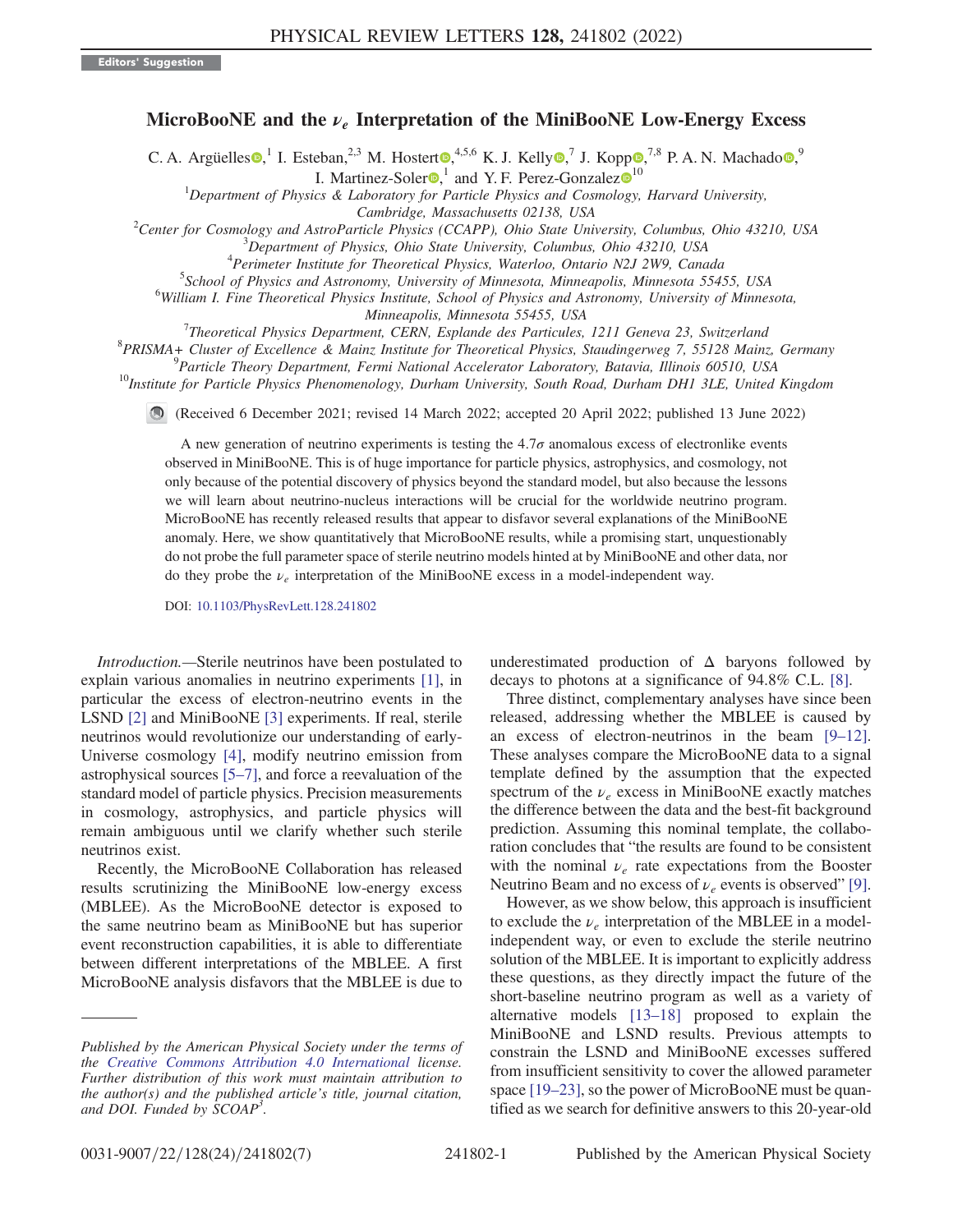Editors' Suggestion

# MicroBooNE and the $\nu_e$ Interpretation of the MiniBooNE Low-Energy Excess

C. A. Argüelles,[1] I. Esteban,[2,3] M. Hostert,[4,5,6] K. J. Kelly,[7] J. Kopp,[7,8] P. A. N. Machado,[9] I. Martinez-Soler,[1] and Y. F. Perez-Gonzalez[10]

[1]Department of Physics & Laboratory for Particle Physics and Cosmology, Harvard University, Cambridge, Massachusetts 02138, USA

[2]Center for Cosmology and AstroParticle Physics (CCAPP), Ohio State University, Columbus, Ohio 43210, USA

[3]Department of Physics, Ohio State University, Columbus, Ohio 43210, USA

[4]Perimeter Institute for Theoretical Physics, Waterloo, Ontario N2J 2W9, Canada

[5]School of Physics and Astronomy, University of Minnesota, Minneapolis, Minnesota 55455, USA

[6]William I. Fine Theoretical Physics Institute, School of Physics and Astronomy, University of Minnesota, Minneapolis, Minnesota 55455, USA

[7]Theoretical Physics Department, CERN, Esplande des Particules, 1211 Geneva 23, Switzerland

[8]PRISMA+ Cluster of Excellence & Mainz Institute for Theoretical Physics, Staudingerweg 7, 55128 Mainz, Germany

[9]Particle Theory Department, Fermi National Accelerator Laboratory, Batavia, Illinois 60510, USA

[10]Institute for Particle Physics Phenomenology, Durham University, South Road, Durham DH1 3LE, United Kingdom

(Received 6 December 2021; revised 14 March 2022; accepted 20 April 2022; published 13 June 2022)

A new generation of neutrino experiments is testing the $4.7\sigma$ anomalous excess of electronlike events observed in MiniBooNE. This is of huge importance for particle physics, astrophysics, and cosmology, not only because of the potential discovery of physics beyond the standard model, but also because the lessons we will learn about neutrino-nucleus interactions will be crucial for the worldwide neutrino program. MicroBooNE has recently released results that appear to disfavor several explanations of the MiniBooNE anomaly. Here, we show quantitatively that MicroBooNE results, while a promising start, unquestionably do not probe the full parameter space of sterile neutrino models hinted at by MiniBooNE and other data, nor do they probe the $\nu_e$ interpretation of the MiniBooNE excess in a model-independent way.

DOI: 10.1103/PhysRevLett.128.241802

*Introduction.*—Sterile neutrinos have been postulated to explain various anomalies in neutrino experiments [1], in particular the excess of electron-neutrino events in the LSND [2] and MiniBooNE [3] experiments. If real, sterile neutrinos would revolutionize our understanding of early-Universe cosmology [4], modify neutrino emission from astrophysical sources [5–7], and force a reevaluation of the standard model of particle physics. Precision measurements in cosmology, astrophysics, and particle physics will remain ambiguous until we clarify whether such sterile neutrinos exist.

Recently, the MicroBooNE Collaboration has released results scrutinizing the MiniBooNE low-energy excess (MBLEE). As the MicroBooNE detector is exposed to the same neutrino beam as MiniBooNE but has superior event reconstruction capabilities, it is able to differentiate between different interpretations of the MBLEE. A first MicroBooNE analysis disfavors that the MBLEE is due to underestimated production of $\Delta$ baryons followed by decays to photons at a significance of 94.8% C.L. [8].

Three distinct, complementary analyses have since been released, addressing whether the MBLEE is caused by an excess of electron-neutrinos in the beam [9–12]. These analyses compare the MicroBooNE data to a signal template defined by the assumption that the expected spectrum of the $\nu_e$ excess in MiniBooNE exactly matches the difference between the data and the best-fit background prediction. Assuming this nominal template, the collaboration concludes that "the results are found to be consistent with the nominal $\nu_e$ rate expectations from the Booster Neutrino Beam and no excess of $\nu_e$ events is observed" [9].

However, as we show below, this approach is insufficient to exclude the $\nu_e$ interpretation of the MBLEE in a model-independent way, or even to exclude the sterile neutrino solution of the MBLEE. It is important to explicitly address these questions, as they directly impact the future of the short-baseline neutrino program as well as a variety of alternative models [13–18] proposed to explain the MiniBooNE and LSND results. Previous attempts to constrain the LSND and MiniBooNE excesses suffered from insufficient sensitivity to cover the allowed parameter space [19–23], so the power of MicroBooNE must be quantified as we search for definitive answers to this 20-year-old

*Published by the American Physical Society under the terms of the Creative Commons Attribution 4.0 International license. Further distribution of this work must maintain attribution to the author(s) and the published article's title, journal citation, and DOI. Funded by SCOAP³.*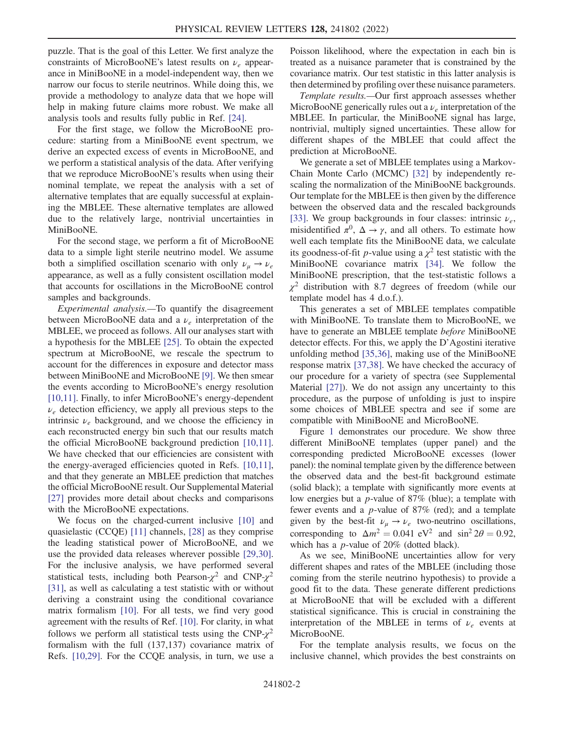puzzle. That is the goal of this Letter. We first analyze the constraints of MicroBooNE's latest results on $\nu_e$ appearance in MiniBooNE in a model-independent way, then we narrow our focus to sterile neutrinos. While doing this, we provide a methodology to analyze data that we hope will help in making future claims more robust. We make all analysis tools and results fully public in Ref. [24].

For the first stage, we follow the MicroBooNE procedure: starting from a MiniBooNE event spectrum, we derive an expected excess of events in MicroBooNE, and we perform a statistical analysis of the data. After verifying that we reproduce MicroBooNE's results when using their nominal template, we repeat the analysis with a set of alternative templates that are equally successful at explaining the MBLEE. These alternative templates are allowed due to the relatively large, nontrivial uncertainties in MiniBooNE.

For the second stage, we perform a fit of MicroBooNE data to a simple light sterile neutrino model. We assume both a simplified oscillation scenario with only $\nu_\mu \to \nu_e$ appearance, as well as a fully consistent oscillation model that accounts for oscillations in the MicroBooNE control samples and backgrounds.

*Experimental analysis.*—To quantify the disagreement between MicroBooNE data and a $\nu_e$ interpretation of the MBLEE, we proceed as follows. All our analyses start with a hypothesis for the MBLEE [25]. To obtain the expected spectrum at MicroBooNE, we rescale the spectrum to account for the differences in exposure and detector mass between MiniBooNE and MicroBooNE [9]. We then smear the events according to MicroBooNE's energy resolution [10,11]. Finally, to infer MicroBooNE's energy-dependent $\nu_e$ detection efficiency, we apply all previous steps to the intrinsic $\nu_e$ background, and we choose the efficiency in each reconstructed energy bin such that our results match the official MicroBooNE background prediction [10,11]. We have checked that our efficiencies are consistent with the energy-averaged efficiencies quoted in Refs. [10,11], and that they generate an MBLEE prediction that matches the official MicroBooNE result. Our Supplemental Material [27] provides more detail about checks and comparisons with the MicroBooNE expectations.

We focus on the charged-current inclusive [10] and quasielastic (CCQE) [11] channels, [28] as they comprise the leading statistical power of MicroBooNE, and we use the provided data releases wherever possible [29,30]. For the inclusive analysis, we have performed several statistical tests, including both Pearson-$\chi^2$ and CNP-$\chi^2$ [31], as well as calculating a test statistic with or without deriving a constraint using the conditional covariance matrix formalism [10]. For all tests, we find very good agreement with the results of Ref. [10]. For clarity, in what follows we perform all statistical tests using the CNP-$\chi^2$ formalism with the full (137,137) covariance matrix of Refs. [10,29]. For the CCQE analysis, in turn, we use a Poisson likelihood, where the expectation in each bin is treated as a nuisance parameter that is constrained by the covariance matrix. Our test statistic in this latter analysis is then determined by profiling over these nuisance parameters.

*Template results.*—Our first approach assesses whether MicroBooNE generically rules out a $\nu_e$ interpretation of the MBLEE. In particular, the MiniBooNE signal has large, nontrivial, multiply signed uncertainties. These allow for different shapes of the MBLEE that could affect the prediction at MicroBooNE.

We generate a set of MBLEE templates using a Markov-Chain Monte Carlo (MCMC) [32] by independently rescaling the normalization of the MiniBooNE backgrounds. Our template for the MBLEE is then given by the difference between the observed data and the rescaled backgrounds [33]. We group backgrounds in four classes: intrinsic $\nu_e$, misidentified $\pi^0$, $\Delta \to \gamma$, and all others. To estimate how well each template fits the MiniBooNE data, we calculate its goodness-of-fit $p$-value using a $\chi^2$ test statistic with the MiniBooNE covariance matrix [34]. We follow the MiniBooNE prescription, that the test-statistic follows a $\chi^2$ distribution with 8.7 degrees of freedom (while our template model has 4 d.o.f.).

This generates a set of MBLEE templates compatible with MiniBooNE. To translate them to MicroBooNE, we have to generate an MBLEE template *before* MiniBooNE detector effects. For this, we apply the D'Agostini iterative unfolding method [35,36], making use of the MiniBooNE response matrix [37,38]. We have checked the accuracy of our procedure for a variety of spectra (see Supplemental Material [27]). We do not assign any uncertainty to this procedure, as the purpose of unfolding is just to inspire some choices of MBLEE spectra and see if some are compatible with MiniBooNE and MicroBooNE.

Figure 1 demonstrates our procedure. We show three different MiniBooNE templates (upper panel) and the corresponding predicted MicroBooNE excesses (lower panel): the nominal template given by the difference between the observed data and the best-fit background estimate (solid black); a template with significantly more events at low energies but a $p$-value of 87% (blue); a template with fewer events and a $p$-value of 87% (red); and a template given by the best-fit $\nu_\mu \to \nu_e$ two-neutrino oscillations, corresponding to $\Delta m^2 = 0.041\ \mathrm{eV}^2$ and $\sin^2 2\theta = 0.92$, which has a $p$-value of 20% (dotted black).

As we see, MiniBooNE uncertainties allow for very different shapes and rates of the MBLEE (including those coming from the sterile neutrino hypothesis) to provide a good fit to the data. These generate different predictions at MicroBooNE that will be excluded with a different statistical significance. This is crucial in constraining the interpretation of the MBLEE in terms of $\nu_e$ events at MicroBooNE.

For the template analysis results, we focus on the inclusive channel, which provides the best constraints on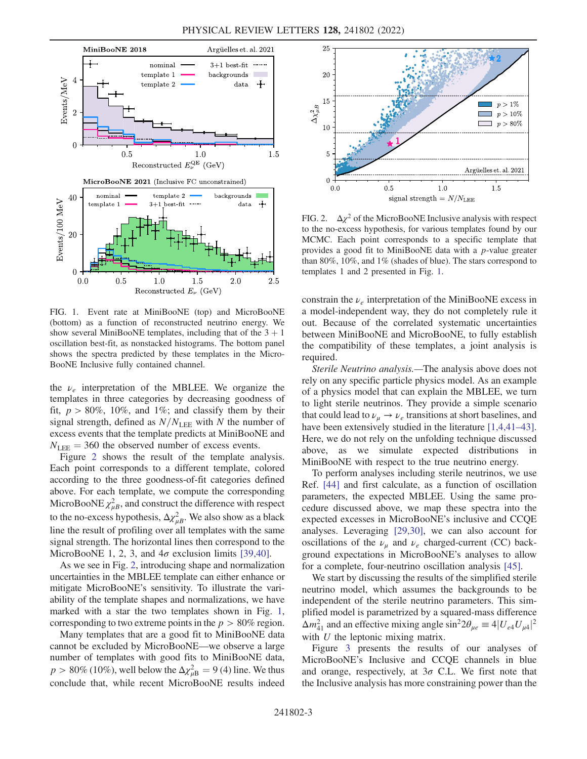FIG. 1. Event rate at MiniBooNE (top) and MicroBooNE (bottom) as a function of reconstructed neutrino energy. We show several MiniBooNE templates, including that of the 3 + 1 oscillation best-fit, as nonstacked histograms. The bottom panel shows the spectra predicted by these templates in the MicroBooNE Inclusive fully contained channel.

FIG. 2. $\Delta\chi^2$ of the MicroBooNE Inclusive analysis with respect to the no-excess hypothesis, for various templates found by our MCMC. Each point corresponds to a specific template that provides a good fit to MiniBooNE data with a $p$-value greater than 80%, 10%, and 1% (shades of blue). The stars correspond to templates 1 and 2 presented in Fig. 1.

the $\nu_e$ interpretation of the MBLEE. We organize the templates in three categories by decreasing goodness of fit, $p > 80\%$, 10%, and 1%; and classify them by their signal strength, defined as $N/N_{\rm LEE}$ with $N$ the number of excess events that the template predicts at MiniBooNE and $N_{\rm LEE} = 360$ the observed number of excess events.

Figure 2 shows the result of the template analysis. Each point corresponds to a different template, colored according to the three goodness-of-fit categories defined above. For each template, we compute the corresponding MicroBooNE $\chi^2_{\mu B}$, and construct the difference with respect to the no-excess hypothesis, $\Delta\chi^2_{\mu B}$. We also show as a black line the result of profiling over all templates with the same signal strength. The horizontal lines then correspond to the MicroBooNE 1, 2, 3, and 4$\sigma$ exclusion limits [39,40].

As we see in Fig. 2, introducing shape and normalization uncertainties in the MBLEE template can either enhance or mitigate MicroBooNE's sensitivity. To illustrate the variability of the template shapes and normalizations, we have marked with a star the two templates shown in Fig. 1, corresponding to two extreme points in the $p > 80\%$ region.

Many templates that are a good fit to MiniBooNE data cannot be excluded by MicroBooNE—we observe a large number of templates with good fits to MiniBooNE data, $p > 80\%$ (10%), well below the $\Delta\chi^2_{\mu B} = 9$ (4) line. We thus conclude that, while recent MicroBooNE results indeed constrain the $\nu_e$ interpretation of the MiniBooNE excess in a model-independent way, they do not completely rule it out. Because of the correlated systematic uncertainties between MiniBooNE and MicroBooNE, to fully establish the compatibility of these templates, a joint analysis is required.

*Sterile Neutrino analysis.*—The analysis above does not rely on any specific particle physics model. As an example of a physics model that can explain the MBLEE, we turn to light sterile neutrinos. They provide a simple scenario that could lead to $\nu_\mu \to \nu_e$ transitions at short baselines, and have been extensively studied in the literature [1,4,41–43]. Here, we do not rely on the unfolding technique discussed above, as we simulate expected distributions in MiniBooNE with respect to the true neutrino energy.

To perform analyses including sterile neutrinos, we use Ref. [44] and first calculate, as a function of oscillation parameters, the expected MBLEE. Using the same procedure discussed above, we map these spectra into the expected excesses in MicroBooNE's inclusive and CCQE analyses. Leveraging [29,30], we can also account for oscillations of the $\nu_\mu$ and $\nu_e$ charged-current (CC) background expectations in MicroBooNE's analyses to allow for a complete, four-neutrino oscillation analysis [45].

We start by discussing the results of the simplified sterile neutrino model, which assumes the backgrounds to be independent of the sterile neutrino parameters. This simplified model is parametrized by a squared-mass difference $\Delta m^2_{41}$ and an effective mixing angle $\sin^2 2\theta_{\mu e} \equiv 4|U_{e4}U_{\mu 4}|^2$ with $U$ the leptonic mixing matrix.

Figure 3 presents the results of our analyses of MicroBooNE's Inclusive and CCQE channels in blue and orange, respectively, at 3$\sigma$ C.L. We first note that the Inclusive analysis has more constraining power than the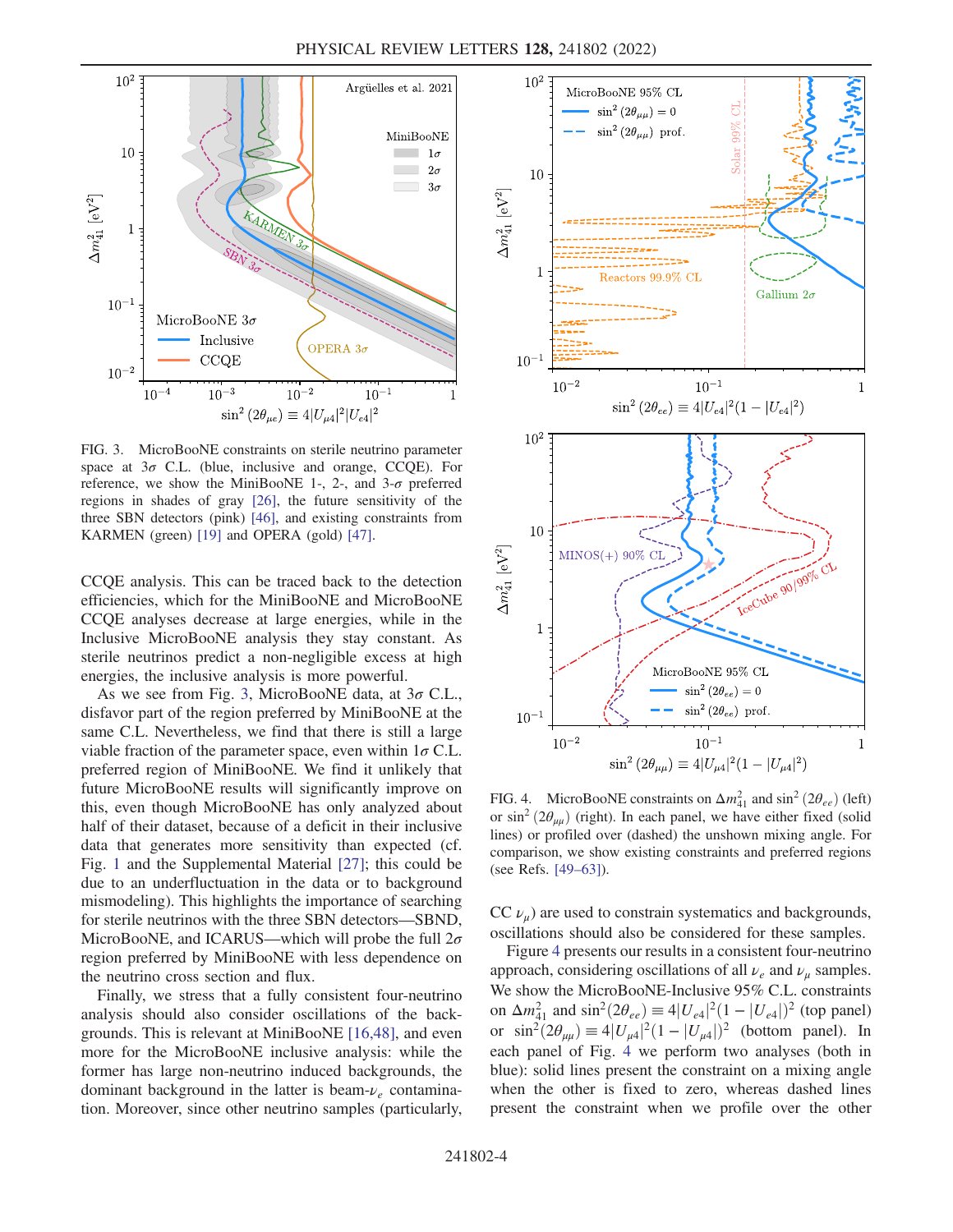FIG. 3. MicroBooNE constraints on sterile neutrino parameter space at $3\sigma$ C.L. (blue, inclusive and orange, CCQE). For reference, we show the MiniBooNE 1-, 2-, and 3-$\sigma$ preferred regions in shades of gray [26], the future sensitivity of the three SBN detectors (pink) [46], and existing constraints from KARMEN (green) [19] and OPERA (gold) [47].

CCQE analysis. This can be traced back to the detection efficiencies, which for the MiniBooNE and MicroBooNE CCQE analyses decrease at large energies, while in the Inclusive MicroBooNE analysis they stay constant. As sterile neutrinos predict a non-negligible excess at high energies, the inclusive analysis is more powerful.

As we see from Fig. 3, MicroBooNE data, at $3\sigma$ C.L., disfavor part of the region preferred by MiniBooNE at the same C.L. Nevertheless, we find that there is still a large viable fraction of the parameter space, even within $1\sigma$ C.L. preferred region of MiniBooNE. We find it unlikely that future MicroBooNE results will significantly improve on this, even though MicroBooNE has only analyzed about half of their dataset, because of a deficit in their inclusive data that generates more sensitivity than expected (cf. Fig. 1 and the Supplemental Material [27]; this could be due to an underfluctuation in the data or to background mismodeling). This highlights the importance of searching for sterile neutrinos with the three SBN detectors—SBND, MicroBooNE, and ICARUS—which will probe the full $2\sigma$ region preferred by MiniBooNE with less dependence on the neutrino cross section and flux.

Finally, we stress that a fully consistent four-neutrino analysis should also consider oscillations of the backgrounds. This is relevant at MiniBooNE [16,48], and even more for the MicroBooNE inclusive analysis: while the former has large non-neutrino induced backgrounds, the dominant background in the latter is beam-$\nu_e$ contamination. Moreover, since other neutrino samples (particularly, CC $\nu_\mu$) are used to constrain systematics and backgrounds, oscillations should also be considered for these samples.

FIG. 4. MicroBooNE constraints on $\Delta m^2_{41}$ and $\sin^2(2\theta_{ee})$ (left) or $\sin^2(2\theta_{\mu\mu})$ (right). In each panel, we have either fixed (solid lines) or profiled over (dashed) the unshown mixing angle. For comparison, we show existing constraints and preferred regions (see Refs. [49–63]).

Figure 4 presents our results in a consistent four-neutrino approach, considering oscillations of all $\nu_e$ and $\nu_\mu$ samples. We show the MicroBooNE-Inclusive 95% C.L. constraints on $\Delta m^2_{41}$ and $\sin^2(2\theta_{ee}) \equiv 4|U_{e4}|^2(1-|U_{e4}|)^2$ (top panel) or $\sin^2(2\theta_{\mu\mu}) \equiv 4|U_{\mu 4}|^2(1-|U_{\mu 4}|)^2$ (bottom panel). In each panel of Fig. 4 we perform two analyses (both in blue): solid lines present the constraint on a mixing angle when the other is fixed to zero, whereas dashed lines present the constraint when we profile over the other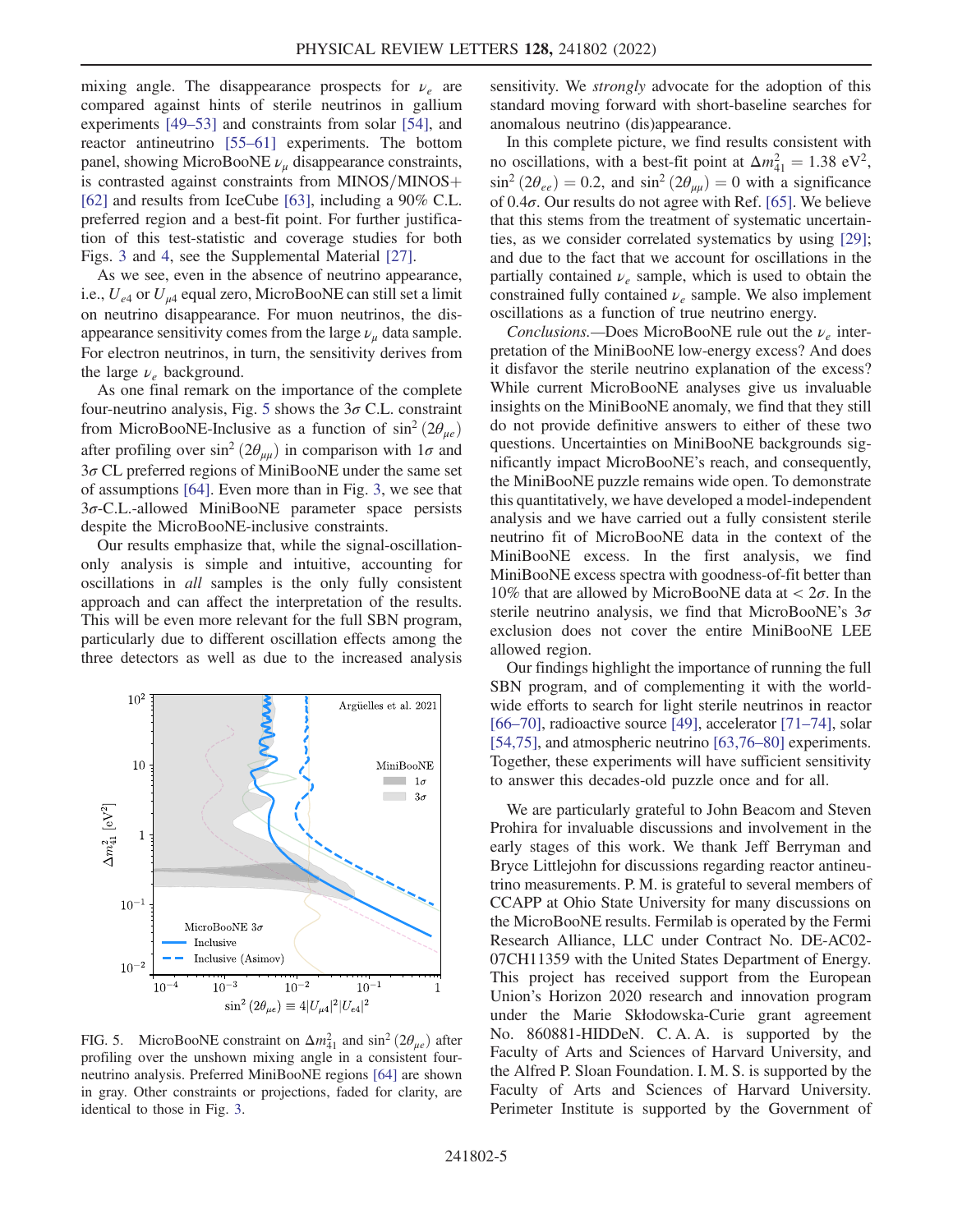mixing angle. The disappearance prospects for $\nu_e$ are compared against hints of sterile neutrinos in gallium experiments [49–53] and constraints from solar [54], and reactor antineutrino [55–61] experiments. The bottom panel, showing MicroBooNE $\nu_\mu$ disappearance constraints, is contrasted against constraints from MINOS/MINOS+ [62] and results from IceCube [63], including a 90% C.L. preferred region and a best-fit point. For further justification of this test-statistic and coverage studies for both Figs. 3 and 4, see the Supplemental Material [27].

As we see, even in the absence of neutrino appearance, i.e., $U_{e4}$ or $U_{\mu4}$ equal zero, MicroBooNE can still set a limit on neutrino disappearance. For muon neutrinos, the disappearance sensitivity comes from the large $\nu_\mu$ data sample. For electron neutrinos, in turn, the sensitivity derives from the large $\nu_e$ background.

As one final remark on the importance of the complete four-neutrino analysis, Fig. 5 shows the $3\sigma$ C.L. constraint from MicroBooNE-Inclusive as a function of $\sin^2(2\theta_{\mu e})$ after profiling over $\sin^2(2\theta_{\mu\mu})$ in comparison with $1\sigma$ and $3\sigma$ CL preferred regions of MiniBooNE under the same set of assumptions [64]. Even more than in Fig. 3, we see that $3\sigma$-C.L.-allowed MiniBooNE parameter space persists despite the MicroBooNE-inclusive constraints.

Our results emphasize that, while the signal-oscillation-only analysis is simple and intuitive, accounting for oscillations in *all* samples is the only fully consistent approach and can affect the interpretation of the results. This will be even more relevant for the full SBN program, particularly due to different oscillation effects among the three detectors as well as due to the increased analysis sensitivity. We *strongly* advocate for the adoption of this standard moving forward with short-baseline searches for anomalous neutrino (dis)appearance.

In this complete picture, we find results consistent with no oscillations, with a best-fit point at $\Delta m^2_{41} = 1.38\ \text{eV}^2$, $\sin^2(2\theta_{ee}) = 0.2$, and $\sin^2(2\theta_{\mu\mu}) = 0$ with a significance of $0.4\sigma$. Our results do not agree with Ref. [65]. We believe that this stems from the treatment of systematic uncertainties, as we consider correlated systematics by using [29]; and due to the fact that we account for oscillations in the partially contained $\nu_e$ sample, which is used to obtain the constrained fully contained $\nu_e$ sample. We also implement oscillations as a function of true neutrino energy.

FIG. 5. MicroBooNE constraint on $\Delta m^2_{41}$ and $\sin^2(2\theta_{\mu e})$ after profiling over the unshown mixing angle in a consistent four-neutrino analysis. Preferred MiniBooNE regions [64] are shown in gray. Other constraints or projections, faded for clarity, are identical to those in Fig. 3.

*Conclusions.*—Does MicroBooNE rule out the $\nu_e$ interpretation of the MiniBooNE low-energy excess? And does it disfavor the sterile neutrino explanation of the excess? While current MicroBooNE analyses give us invaluable insights on the MiniBooNE anomaly, we find that they still do not provide definitive answers to either of these two questions. Uncertainties on MiniBooNE backgrounds significantly impact MicroBooNE's reach, and consequently, the MiniBooNE puzzle remains wide open. To demonstrate this quantitatively, we have developed a model-independent analysis and we have carried out a fully consistent sterile neutrino fit of MicroBooNE data in the context of the MiniBooNE excess. In the first analysis, we find MiniBooNE excess spectra with goodness-of-fit better than 10% that are allowed by MicroBooNE data at $< 2\sigma$. In the sterile neutrino analysis, we find that MicroBooNE's $3\sigma$ exclusion does not cover the entire MiniBooNE LEE allowed region.

Our findings highlight the importance of running the full SBN program, and of complementing it with the worldwide efforts to search for light sterile neutrinos in reactor [66–70], radioactive source [49], accelerator [71–74], solar [54,75], and atmospheric neutrino [63,76–80] experiments. Together, these experiments will have sufficient sensitivity to answer this decades-old puzzle once and for all.

We are particularly grateful to John Beacom and Steven Prohira for invaluable discussions and involvement in the early stages of this work. We thank Jeff Berryman and Bryce Littlejohn for discussions regarding reactor antineutrino measurements. P. M. is grateful to several members of CCAPP at Ohio State University for many discussions on the MicroBooNE results. Fermilab is operated by the Fermi Research Alliance, LLC under Contract No. DE-AC02-07CH11359 with the United States Department of Energy. This project has received support from the European Union's Horizon 2020 research and innovation program under the Marie Skłodowska-Curie grant agreement No. 860881-HIDDeN. C. A. A. is supported by the Faculty of Arts and Sciences of Harvard University, and the Alfred P. Sloan Foundation. I. M. S. is supported by the Faculty of Arts and Sciences of Harvard University. Perimeter Institute is supported by the Government of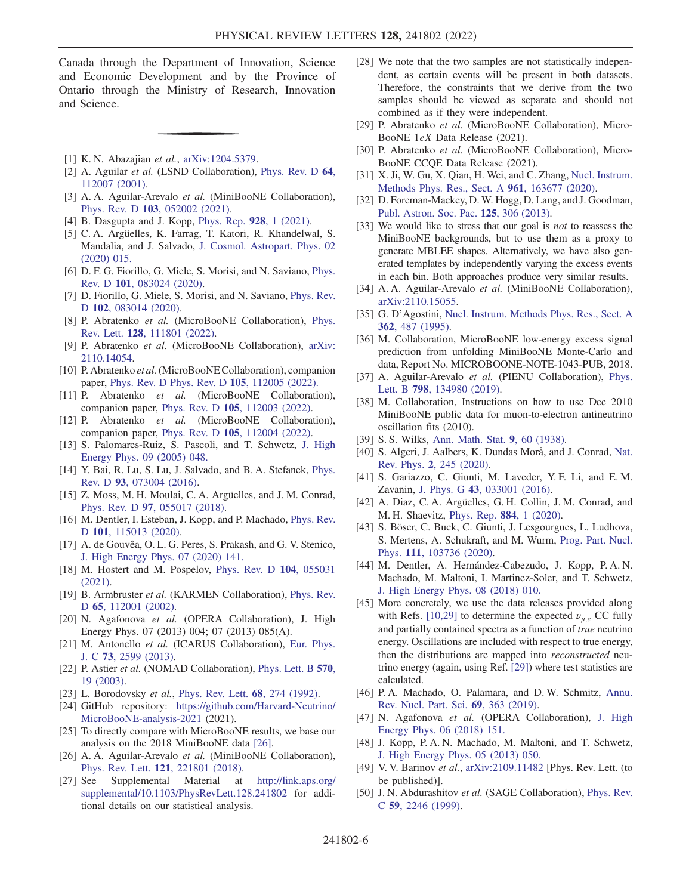Canada through the Department of Innovation, Science and Economic Development and by the Province of Ontario through the Ministry of Research, Innovation and Science.

---

[1] K. N. Abazajian et al., arXiv:1204.5379.

[2] A. Aguilar et al. (LSND Collaboration), Phys. Rev. D 64, 112007 (2001).

[3] A. A. Aguilar-Arevalo et al. (MiniBooNE Collaboration), Phys. Rev. D 103, 052002 (2021).

[4] B. Dasgupta and J. Kopp, Phys. Rep. 928, 1 (2021).

[5] C. A. Argüelles, K. Farrag, T. Katori, R. Khandelwal, S. Mandalia, and J. Salvado, J. Cosmol. Astropart. Phys. 02 (2020) 015.

[6] D. F. G. Fiorillo, G. Miele, S. Morisi, and N. Saviano, Phys. Rev. D 101, 083024 (2020).

[7] D. Fiorillo, G. Miele, S. Morisi, and N. Saviano, Phys. Rev. D 102, 083014 (2020).

[8] P. Abratenko et al. (MicroBooNE Collaboration), Phys. Rev. Lett. 128, 111801 (2022).

[9] P. Abratenko et al. (MicroBooNE Collaboration), arXiv: 2110.14054.

[10] P. Abratenko et al. (MicroBooNE Collaboration), companion paper, Phys. Rev. D Phys. Rev. D 105, 112005 (2022).

[11] P. Abratenko et al. (MicroBooNE Collaboration), companion paper, Phys. Rev. D 105, 112003 (2022).

[12] P. Abratenko et al. (MicroBooNE Collaboration), companion paper, Phys. Rev. D 105, 112004 (2022).

[13] S. Palomares-Ruiz, S. Pascoli, and T. Schwetz, J. High Energy Phys. 09 (2005) 048.

[14] Y. Bai, R. Lu, S. Lu, J. Salvado, and B. A. Stefanek, Phys. Rev. D 93, 073004 (2016).

[15] Z. Moss, M. H. Moulai, C. A. Argüelles, and J. M. Conrad, Phys. Rev. D 97, 055017 (2018).

[16] M. Dentler, I. Esteban, J. Kopp, and P. Machado, Phys. Rev. D 101, 115013 (2020).

[17] A. de Gouvêa, O. L. G. Peres, S. Prakash, and G. V. Stenico, J. High Energy Phys. 07 (2020) 141.

[18] M. Hostert and M. Pospelov, Phys. Rev. D 104, 055031 (2021).

[19] B. Armbruster et al. (KARMEN Collaboration), Phys. Rev. D 65, 112001 (2002).

[20] N. Agafonova et al. (OPERA Collaboration), J. High Energy Phys. 07 (2013) 004; 07 (2013) 085(A).

[21] M. Antonello et al. (ICARUS Collaboration), Eur. Phys. J. C 73, 2599 (2013).

[22] P. Astier et al. (NOMAD Collaboration), Phys. Lett. B 570, 19 (2003).

[23] L. Borodovsky et al., Phys. Rev. Lett. 68, 274 (1992).

[24] GitHub repository: https://github.com/Harvard-Neutrino/MicroBooNE-analysis-2021 (2021).

[25] To directly compare with MicroBooNE results, we base our analysis on the 2018 MiniBooNE data [26].

[26] A. A. Aguilar-Arevalo et al. (MiniBooNE Collaboration), Phys. Rev. Lett. 121, 221801 (2018).

[27] See Supplemental Material at http://link.aps.org/supplemental/10.1103/PhysRevLett.128.241802 for additional details on our statistical analysis.

[28] We note that the two samples are not statistically independent, as certain events will be present in both datasets. Therefore, the constraints that we derive from the two samples should be viewed as separate and should not combined as if they were independent.

[29] P. Abratenko et al. (MicroBooNE Collaboration), MicroBooNE 1*eX* Data Release (2021).

[30] P. Abratenko et al. (MicroBooNE Collaboration), MicroBooNE CCQE Data Release (2021).

[31] X. Ji, W. Gu, X. Qian, H. Wei, and C. Zhang, Nucl. Instrum. Methods Phys. Res., Sect. A 961, 163677 (2020).

[32] D. Foreman-Mackey, D. W. Hogg, D. Lang, and J. Goodman, Publ. Astron. Soc. Pac. 125, 306 (2013).

[33] We would like to stress that our goal is *not* to reassess the MiniBooNE backgrounds, but to use them as a proxy to generate MBLEE shapes. Alternatively, we have also generated templates by independently varying the excess events in each bin. Both approaches produce very similar results.

[34] A. A. Aguilar-Arevalo et al. (MiniBooNE Collaboration), arXiv:2110.15055.

[35] G. D'Agostini, Nucl. Instrum. Methods Phys. Res., Sect. A 362, 487 (1995).

[36] M. Collaboration, MicroBooNE low-energy excess signal prediction from unfolding MiniBooNE Monte-Carlo and data, Report No. MICROBOONE-NOTE-1043-PUB, 2018.

[37] A. Aguilar-Arevalo et al. (PIENU Collaboration), Phys. Lett. B 798, 134980 (2019).

[38] M. Collaboration, Instructions on how to use Dec 2010 MiniBooNE public data for muon-to-electron antineutrino oscillation fits (2010).

[39] S. S. Wilks, Ann. Math. Stat. 9, 60 (1938).

[40] S. Algeri, J. Aalbers, K. Dundas Morå, and J. Conrad, Nat. Rev. Phys. 2, 245 (2020).

[41] S. Gariazzo, C. Giunti, M. Laveder, Y. F. Li, and E. M. Zavanin, J. Phys. G 43, 033001 (2016).

[42] A. Diaz, C. A. Argüelles, G. H. Collin, J. M. Conrad, and M. H. Shaevitz, Phys. Rep. 884, 1 (2020).

[43] S. Böser, C. Buck, C. Giunti, J. Lesgourgues, L. Ludhova, S. Mertens, A. Schukraft, and M. Wurm, Prog. Part. Nucl. Phys. 111, 103736 (2020).

[44] M. Dentler, A. Hernández-Cabezudo, J. Kopp, P. A. N. Machado, M. Maltoni, I. Martinez-Soler, and T. Schwetz, J. High Energy Phys. 08 (2018) 010.

[45] More concretely, we use the data releases provided along with Refs. [10,29] to determine the expected $\nu_{\mu,e}$ CC fully and partially contained spectra as a function of *true* neutrino energy. Oscillations are included with respect to true energy, then the distributions are mapped into *reconstructed* neutrino energy (again, using Ref. [29]) where test statistics are calculated.

[46] P. A. Machado, O. Palamara, and D. W. Schmitz, Annu. Rev. Nucl. Part. Sci. 69, 363 (2019).

[47] N. Agafonova et al. (OPERA Collaboration), J. High Energy Phys. 06 (2018) 151.

[48] J. Kopp, P. A. N. Machado, M. Maltoni, and T. Schwetz, J. High Energy Phys. 05 (2013) 050.

[49] V. V. Barinov et al., arXiv:2109.11482 [Phys. Rev. Lett. (to be published)].

[50] J. N. Abdurashitov et al. (SAGE Collaboration), Phys. Rev. C 59, 2246 (1999).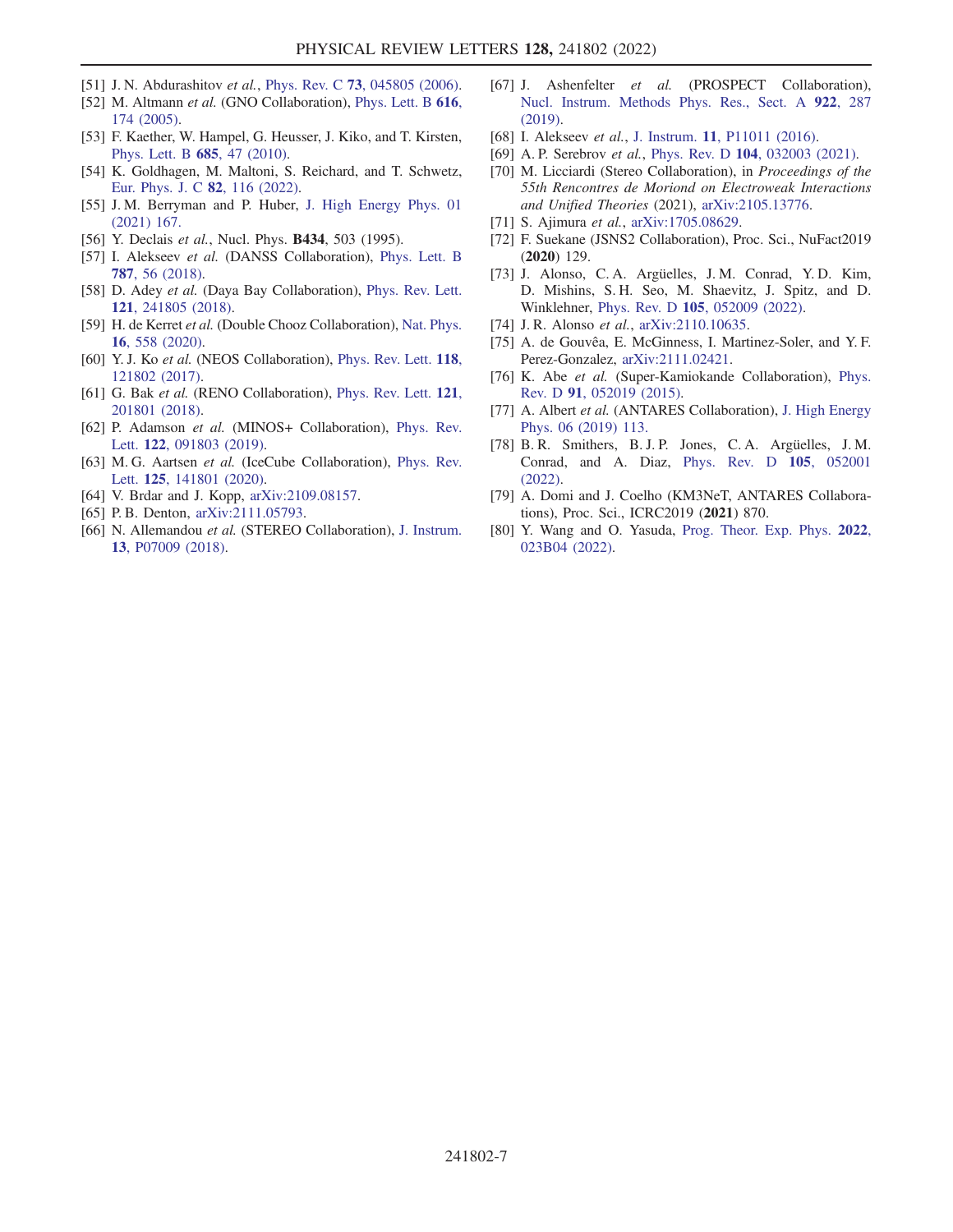[51] J. N. Abdurashitov *et al.*, Phys. Rev. C **73**, 045805 (2006).

[52] M. Altmann *et al.* (GNO Collaboration), Phys. Lett. B **616**, 174 (2005).

[53] F. Kaether, W. Hampel, G. Heusser, J. Kiko, and T. Kirsten, Phys. Lett. B **685**, 47 (2010).

[54] K. Goldhagen, M. Maltoni, S. Reichard, and T. Schwetz, Eur. Phys. J. C **82**, 116 (2022).

[55] J. M. Berryman and P. Huber, J. High Energy Phys. 01 (2021) 167.

[56] Y. Declais *et al.*, Nucl. Phys. **B434**, 503 (1995).

[57] I. Alekseev *et al.* (DANSS Collaboration), Phys. Lett. B **787**, 56 (2018).

[58] D. Adey *et al.* (Daya Bay Collaboration), Phys. Rev. Lett. **121**, 241805 (2018).

[59] H. de Kerret *et al.* (Double Chooz Collaboration), Nat. Phys. **16**, 558 (2020).

[60] Y. J. Ko *et al.* (NEOS Collaboration), Phys. Rev. Lett. **118**, 121802 (2017).

[61] G. Bak *et al.* (RENO Collaboration), Phys. Rev. Lett. **121**, 201801 (2018).

[62] P. Adamson *et al.* (MINOS+ Collaboration), Phys. Rev. Lett. **122**, 091803 (2019).

[63] M. G. Aartsen *et al.* (IceCube Collaboration), Phys. Rev. Lett. **125**, 141801 (2020).

[64] V. Brdar and J. Kopp, arXiv:2109.08157.

[65] P. B. Denton, arXiv:2111.05793.

[66] N. Allemandou *et al.* (STEREO Collaboration), J. Instrum. **13**, P07009 (2018).

[67] J. Ashenfelter *et al.* (PROSPECT Collaboration), Nucl. Instrum. Methods Phys. Res., Sect. A **922**, 287 (2019).

[68] I. Alekseev *et al.*, J. Instrum. **11**, P11011 (2016).

[69] A. P. Serebrov *et al.*, Phys. Rev. D **104**, 032003 (2021).

[70] M. Licciardi (Stereo Collaboration), in *Proceedings of the 55th Rencontres de Moriond on Electroweak Interactions and Unified Theories* (2021), arXiv:2105.13776.

[71] S. Ajimura *et al.*, arXiv:1705.08629.

[72] F. Suekane (JSNS2 Collaboration), Proc. Sci., NuFact2019 (**2020**) 129.

[73] J. Alonso, C. A. Argüelles, J. M. Conrad, Y. D. Kim, D. Mishins, S. H. Seo, M. Shaevitz, J. Spitz, and D. Winklehner, Phys. Rev. D **105**, 052009 (2022).

[74] J. R. Alonso *et al.*, arXiv:2110.10635.

[75] A. de Gouvêa, E. McGinness, I. Martinez-Soler, and Y. F. Perez-Gonzalez, arXiv:2111.02421.

[76] K. Abe *et al.* (Super-Kamiokande Collaboration), Phys. Rev. D **91**, 052019 (2015).

[77] A. Albert *et al.* (ANTARES Collaboration), J. High Energy Phys. 06 (2019) 113.

[78] B. R. Smithers, B. J. P. Jones, C. A. Argüelles, J. M. Conrad, and A. Diaz, Phys. Rev. D **105**, 052001 (2022).

[79] A. Domi and J. Coelho (KM3NeT, ANTARES Collaborations), Proc. Sci., ICRC2019 (**2021**) 870.

[80] Y. Wang and O. Yasuda, Prog. Theor. Exp. Phys. **2022**, 023B04 (2022).